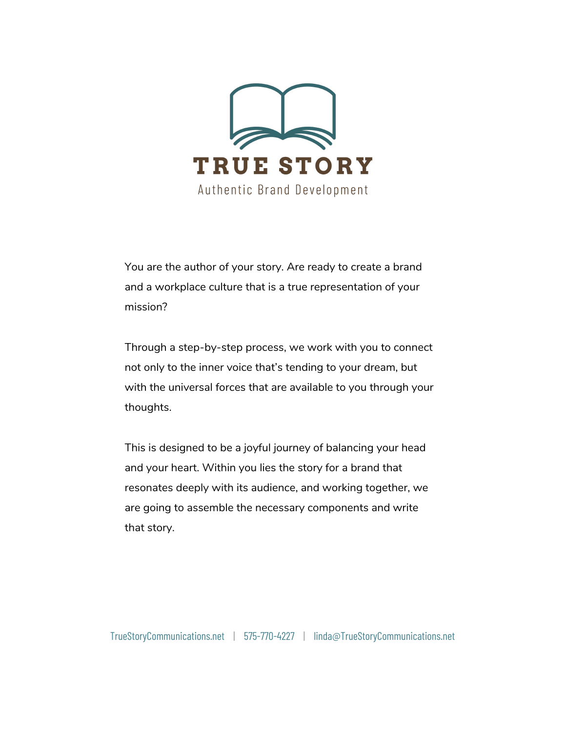# TRUE STORY

Authentic Brand Development

You are the author of your story. Are ready to create a brand and a workplace culture that is a true representation of your mission?

Through a step-by-step process, we work with you to connect not only to the inner voice that's tending to your dream, but with the universal forces that are available to you through your thoughts.

This is designed to be a joyful journey of balancing your head and your heart. Within you lies the story for a brand that resonates deeply with its audience, and working together, we are going to assemble the necessary components and write that story.

TrueStoryCommunications.net | 575-770-4227 | linda@TrueStoryCommunications.net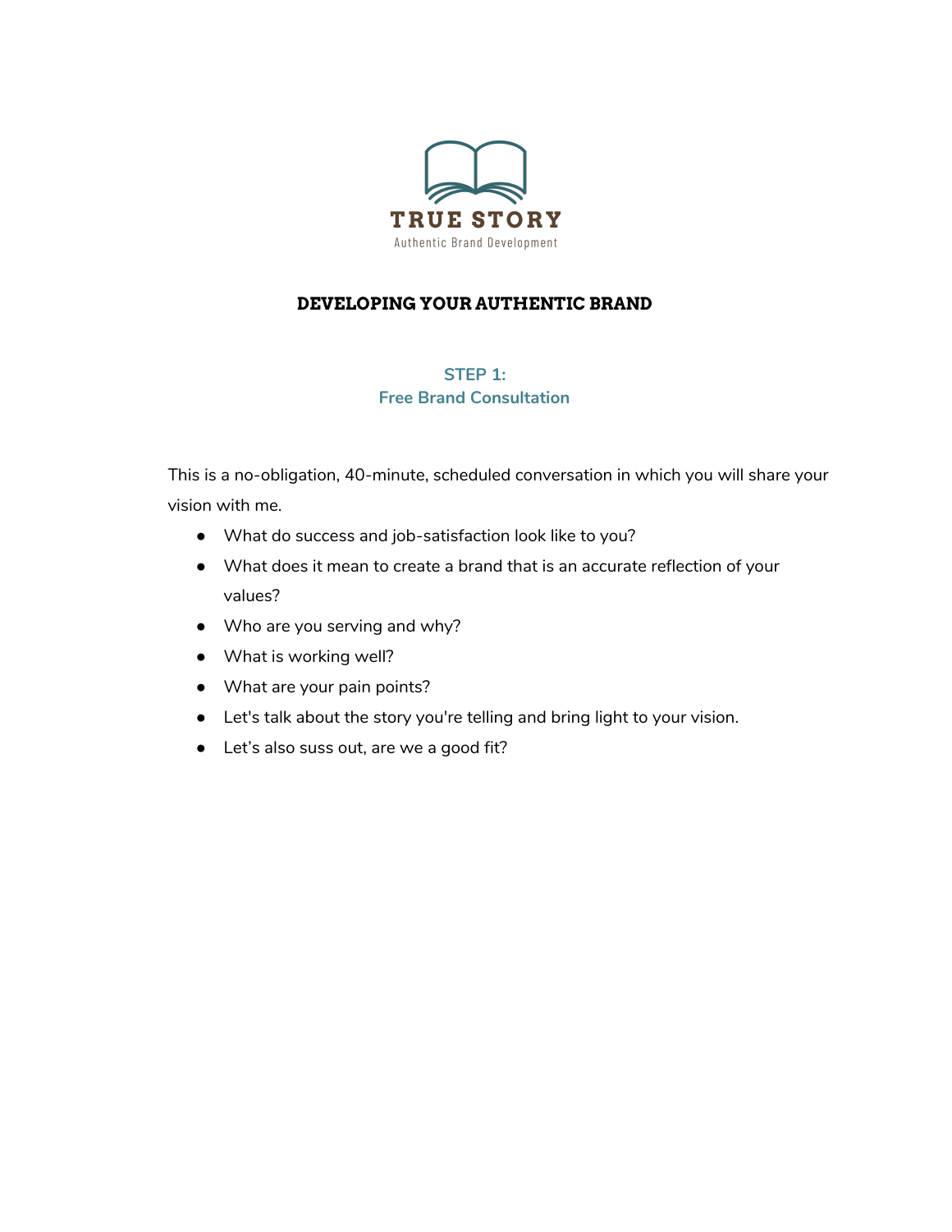TRUE STORY

Authentic Brand Development

# DEVELOPING YOUR AUTHENTIC BRAND

## STEP 1:
## Free Brand Consultation

This is a no-obligation, 40-minute, scheduled conversation in which you will share your vision with me.

- What do success and job-satisfaction look like to you?
- What does it mean to create a brand that is an accurate reflection of your values?
- Who are you serving and why?
- What is working well?
- What are your pain points?
- Let's talk about the story you're telling and bring light to your vision.
- Let's also suss out, are we a good fit?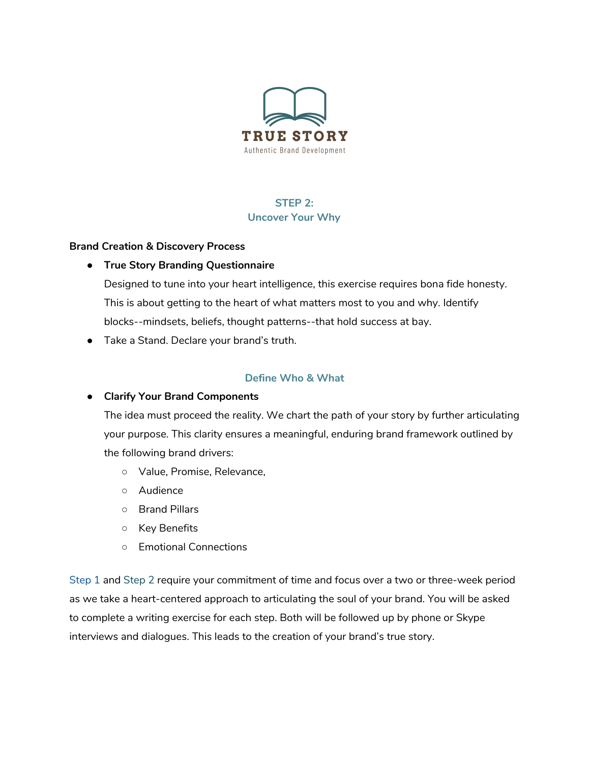TRUE STORY

Authentic Brand Development

## STEP 2:
## Uncover Your Why

**Brand Creation & Discovery Process**

- **True Story Branding Questionnaire**

  Designed to tune into your heart intelligence, this exercise requires bona fide honesty. This is about getting to the heart of what matters most to you and why. Identify blocks--mindsets, beliefs, thought patterns--that hold success at bay.
- Take a Stand. Declare your brand's truth.

### Define Who & What

- **Clarify Your Brand Components**

  The idea must proceed the reality. We chart the path of your story by further articulating your purpose. This clarity ensures a meaningful, enduring brand framework outlined by the following brand drivers:
  - Value, Promise, Relevance,
  - Audience
  - Brand Pillars
  - Key Benefits
  - Emotional Connections

Step 1 and Step 2 require your commitment of time and focus over a two or three-week period as we take a heart-centered approach to articulating the soul of your brand. You will be asked to complete a writing exercise for each step. Both will be followed up by phone or Skype interviews and dialogues. This leads to the creation of your brand's true story.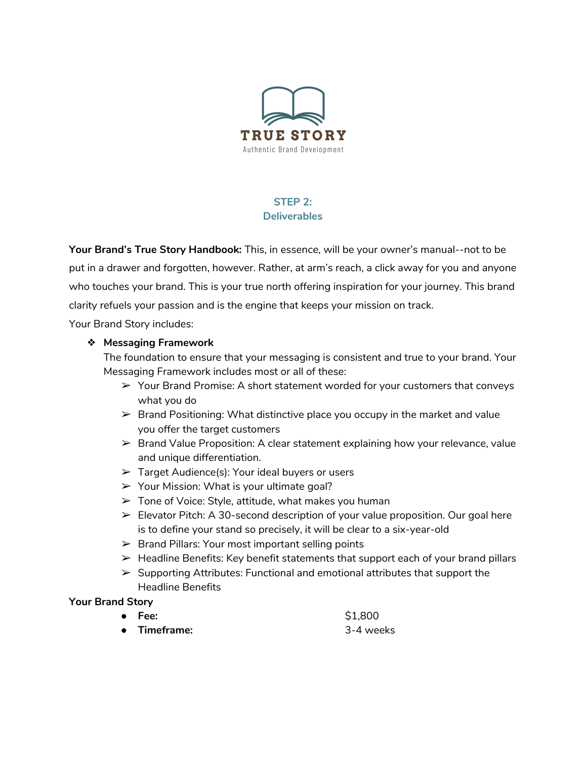TRUE STORY

Authentic Brand Development

## STEP 2:
## Deliverables

**Your Brand's True Story Handbook:** This, in essence, will be your owner's manual--not to be put in a drawer and forgotten, however. Rather, at arm's reach, a click away for you and anyone who touches your brand. This is your true north offering inspiration for your journey. This brand clarity refuels your passion and is the engine that keeps your mission on track.

Your Brand Story includes:

- **Messaging Framework**
  The foundation to ensure that your messaging is consistent and true to your brand. Your Messaging Framework includes most or all of these:
  - Your Brand Promise: A short statement worded for your customers that conveys what you do
  - Brand Positioning: What distinctive place you occupy in the market and value you offer the target customers
  - Brand Value Proposition: A clear statement explaining how your relevance, value and unique differentiation.
  - Target Audience(s): Your ideal buyers or users
  - Your Mission: What is your ultimate goal?
  - Tone of Voice: Style, attitude, what makes you human
  - Elevator Pitch: A 30-second description of your value proposition. Our goal here is to define your stand so precisely, it will be clear to a six-year-old
  - Brand Pillars: Your most important selling points
  - Headline Benefits: Key benefit statements that support each of your brand pillars
  - Supporting Attributes: Functional and emotional attributes that support the Headline Benefits

**Your Brand Story**

- **Fee:** $1,800
- **Timeframe:** 3-4 weeks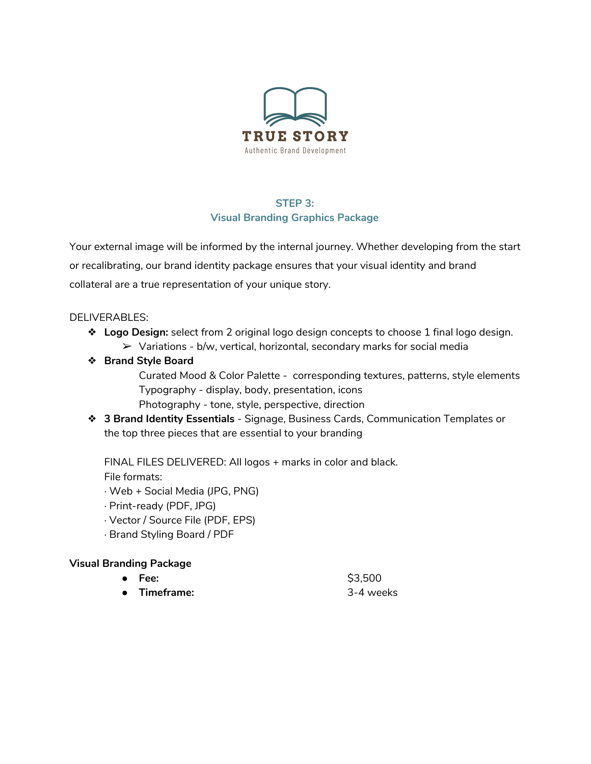TRUE STORY

Authentic Brand Development

## STEP 3:
## Visual Branding Graphics Package

Your external image will be informed by the internal journey. Whether developing from the start or recalibrating, our brand identity package ensures that your visual identity and brand collateral are a true representation of your unique story.

DELIVERABLES:

- **Logo Design:** select from 2 original logo design concepts to choose 1 final logo design.
  - Variations - b/w, vertical, horizontal, secondary marks for social media
- **Brand Style Board**
  - Curated Mood & Color Palette - corresponding textures, patterns, style elements
  - Typography - display, body, presentation, icons
  - Photography - tone, style, perspective, direction
- **3 Brand Identity Essentials** - Signage, Business Cards, Communication Templates or the top three pieces that are essential to your branding

  FINAL FILES DELIVERED: All logos + marks in color and black.

  File formats:

  · Web + Social Media (JPG, PNG)

  · Print-ready (PDF, JPG)

  · Vector / Source File (PDF, EPS)

  · Brand Styling Board / PDF

**Visual Branding Package**

- **Fee:** $3,500
- **Timeframe:** 3-4 weeks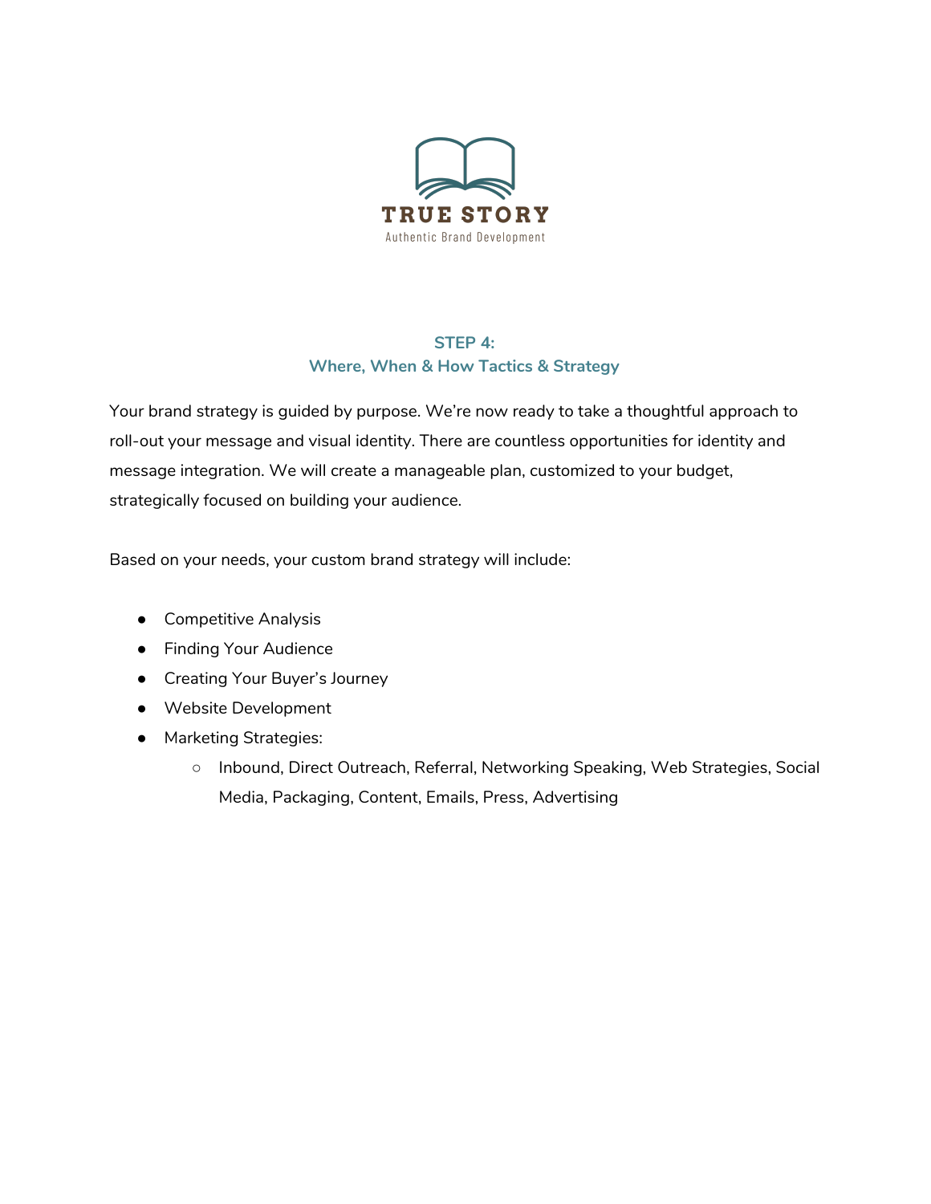TRUE STORY

Authentic Brand Development

## STEP 4:
## Where, When & How Tactics & Strategy

Your brand strategy is guided by purpose. We're now ready to take a thoughtful approach to roll-out your message and visual identity. There are countless opportunities for identity and message integration. We will create a manageable plan, customized to your budget, strategically focused on building your audience.

Based on your needs, your custom brand strategy will include:

- Competitive Analysis
- Finding Your Audience
- Creating Your Buyer's Journey
- Website Development
- Marketing Strategies:
  - Inbound, Direct Outreach, Referral, Networking Speaking, Web Strategies, Social Media, Packaging, Content, Emails, Press, Advertising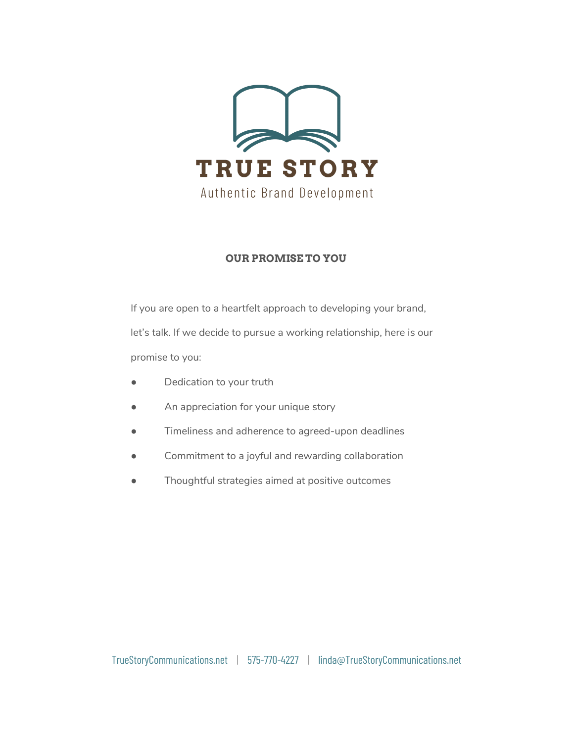# TRUE STORY

Authentic Brand Development

## OUR PROMISE TO YOU

If you are open to a heartfelt approach to developing your brand, let's talk. If we decide to pursue a working relationship, here is our promise to you:

- Dedication to your truth
- An appreciation for your unique story
- Timeliness and adherence to agreed-upon deadlines
- Commitment to a joyful and rewarding collaboration
- Thoughtful strategies aimed at positive outcomes

TrueStoryCommunications.net | 575-770-4227 | linda@TrueStoryCommunications.net